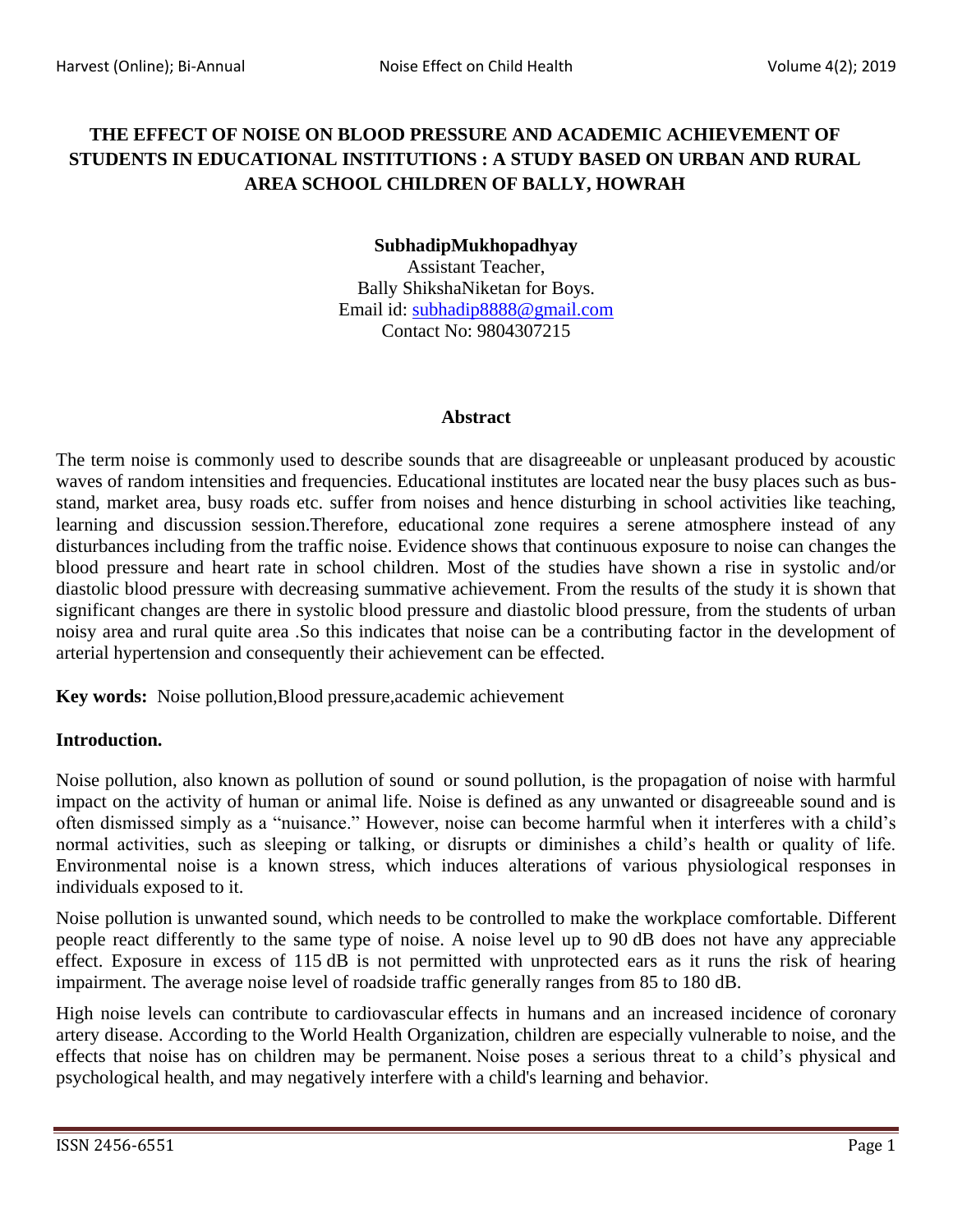# THE EFFECT OF NOISE ON BLOOD PRESSURE AND ACADEMIC ACHIEVEMENT OF STUDENTS IN EDUCATIONAL INSTITUTIONS : A STUDY BASED ON URBAN AND RURAL AREA SCHOOL CHILDREN OF BALLY, HOWRAH

**SubhadipMukhopadhyay**
Assistant Teacher,
Bally ShikshaNiketan for Boys.
Email id: subhadip8888@gmail.com
Contact No: 9804307215

## Abstract

The term noise is commonly used to describe sounds that are disagreeable or unpleasant produced by acoustic waves of random intensities and frequencies. Educational institutes are located near the busy places such as bus-stand, market area, busy roads etc. suffer from noises and hence disturbing in school activities like teaching, learning and discussion session.Therefore, educational zone requires a serene atmosphere instead of any disturbances including from the traffic noise. Evidence shows that continuous exposure to noise can changes the blood pressure and heart rate in school children. Most of the studies have shown a rise in systolic and/or diastolic blood pressure with decreasing summative achievement. From the results of the study it is shown that significant changes are there in systolic blood pressure and diastolic blood pressure, from the students of urban noisy area and rural quite area .So this indicates that noise can be a contributing factor in the development of arterial hypertension and consequently their achievement can be effected.

**Key words:** Noise pollution,Blood pressure,academic achievement

## Introduction.

Noise pollution, also known as pollution of sound or sound pollution, is the propagation of noise with harmful impact on the activity of human or animal life. Noise is defined as any unwanted or disagreeable sound and is often dismissed simply as a "nuisance." However, noise can become harmful when it interferes with a child's normal activities, such as sleeping or talking, or disrupts or diminishes a child's health or quality of life. Environmental noise is a known stress, which induces alterations of various physiological responses in individuals exposed to it.

Noise pollution is unwanted sound, which needs to be controlled to make the workplace comfortable. Different people react differently to the same type of noise. A noise level up to 90 dB does not have any appreciable effect. Exposure in excess of 115 dB is not permitted with unprotected ears as it runs the risk of hearing impairment. The average noise level of roadside traffic generally ranges from 85 to 180 dB.

High noise levels can contribute to cardiovascular effects in humans and an increased incidence of coronary artery disease. According to the World Health Organization, children are especially vulnerable to noise, and the effects that noise has on children may be permanent. Noise poses a serious threat to a child's physical and psychological health, and may negatively interfere with a child's learning and behavior.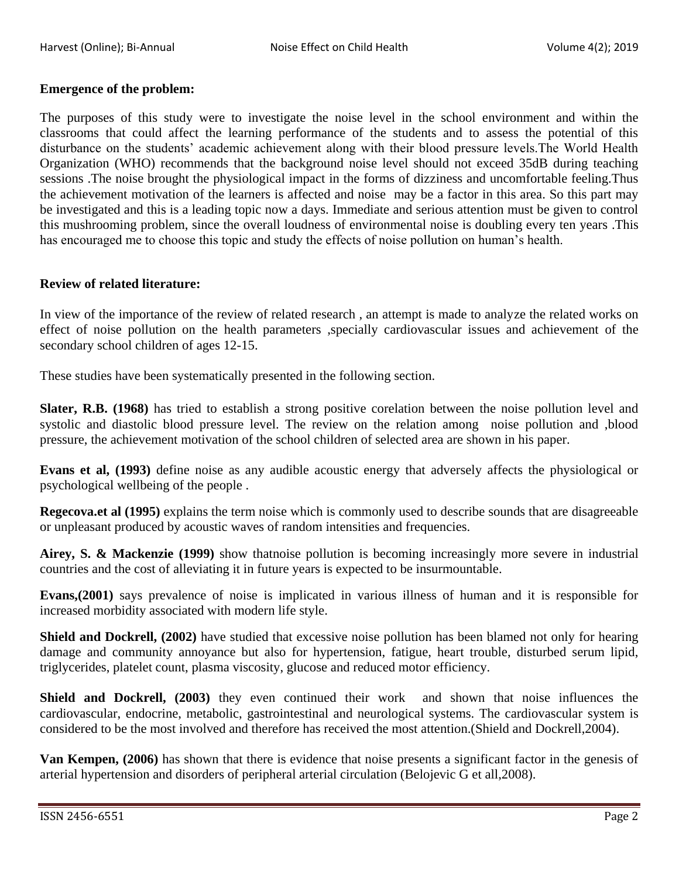**Emergence of the problem:**

The purposes of this study were to investigate the noise level in the school environment and within the classrooms that could affect the learning performance of the students and to assess the potential of this disturbance on the students' academic achievement along with their blood pressure levels.The World Health Organization (WHO) recommends that the background noise level should not exceed 35dB during teaching sessions .The noise brought the physiological impact in the forms of dizziness and uncomfortable feeling.Thus the achievement motivation of the learners is affected and noise may be a factor in this area. So this part may be investigated and this is a leading topic now a days. Immediate and serious attention must be given to control this mushrooming problem, since the overall loudness of environmental noise is doubling every ten years .This has encouraged me to choose this topic and study the effects of noise pollution on human's health.

**Review of related literature:**

In view of the importance of the review of related research , an attempt is made to analyze the related works on effect of noise pollution on the health parameters ,specially cardiovascular issues and achievement of the secondary school children of ages 12-15.

These studies have been systematically presented in the following section.

**Slater, R.B. (1968)** has tried to establish a strong positive corelation between the noise pollution level and systolic and diastolic blood pressure level. The review on the relation among noise pollution and ,blood pressure, the achievement motivation of the school children of selected area are shown in his paper.

**Evans et al, (1993)** define noise as any audible acoustic energy that adversely affects the physiological or psychological wellbeing of the people .

**Regecova.et al (1995)** explains the term noise which is commonly used to describe sounds that are disagreeable or unpleasant produced by acoustic waves of random intensities and frequencies.

**Airey, S. & Mackenzie (1999)** show thatnoise pollution is becoming increasingly more severe in industrial countries and the cost of alleviating it in future years is expected to be insurmountable.

**Evans,(2001)** says prevalence of noise is implicated in various illness of human and it is responsible for increased morbidity associated with modern life style.

**Shield and Dockrell, (2002)** have studied that excessive noise pollution has been blamed not only for hearing damage and community annoyance but also for hypertension, fatigue, heart trouble, disturbed serum lipid, triglycerides, platelet count, plasma viscosity, glucose and reduced motor efficiency.

**Shield and Dockrell, (2003)** they even continued their work and shown that noise influences the cardiovascular, endocrine, metabolic, gastrointestinal and neurological systems. The cardiovascular system is considered to be the most involved and therefore has received the most attention.(Shield and Dockrell,2004).

**Van Kempen, (2006)** has shown that there is evidence that noise presents a significant factor in the genesis of arterial hypertension and disorders of peripheral arterial circulation (Belojevic G et all,2008).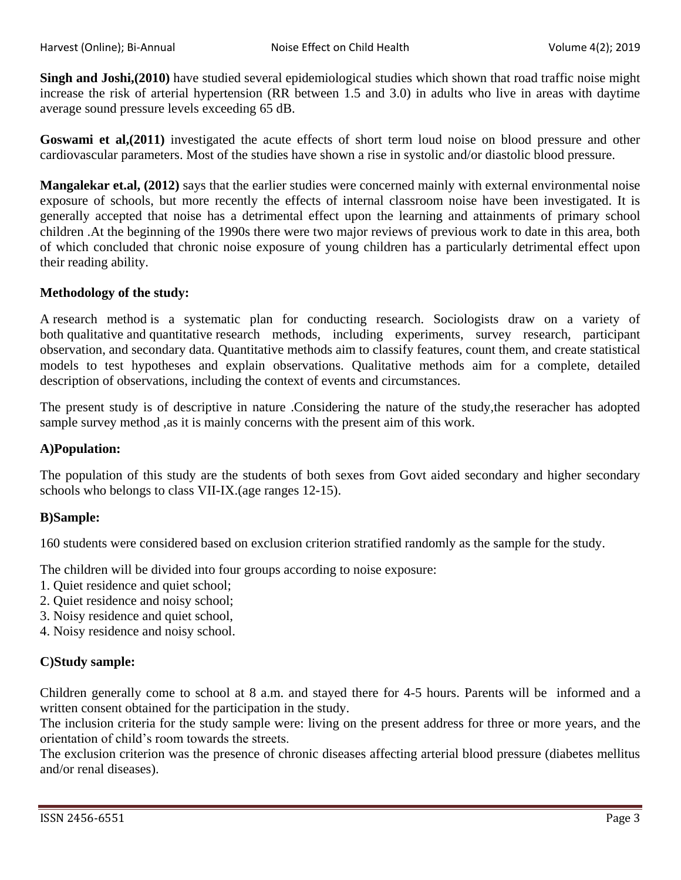**Singh and Joshi,(2010)** have studied several epidemiological studies which shown that road traffic noise might increase the risk of arterial hypertension (RR between 1.5 and 3.0) in adults who live in areas with daytime average sound pressure levels exceeding 65 dB.

**Goswami et al,(2011)** investigated the acute effects of short term loud noise on blood pressure and other cardiovascular parameters. Most of the studies have shown a rise in systolic and/or diastolic blood pressure.

**Mangalekar et.al, (2012)** says that the earlier studies were concerned mainly with external environmental noise exposure of schools, but more recently the effects of internal classroom noise have been investigated. It is generally accepted that noise has a detrimental effect upon the learning and attainments of primary school children .At the beginning of the 1990s there were two major reviews of previous work to date in this area, both of which concluded that chronic noise exposure of young children has a particularly detrimental effect upon their reading ability.

**Methodology of the study:**

A research method is a systematic plan for conducting research. Sociologists draw on a variety of both qualitative and quantitative research methods, including experiments, survey research, participant observation, and secondary data. Quantitative methods aim to classify features, count them, and create statistical models to test hypotheses and explain observations. Qualitative methods aim for a complete, detailed description of observations, including the context of events and circumstances.

The present study is of descriptive in nature .Considering the nature of the study,the reseracher has adopted sample survey method ,as it is mainly concerns with the present aim of this work.

**A)Population:**

The population of this study are the students of both sexes from Govt aided secondary and higher secondary schools who belongs to class VII-IX.(age ranges 12-15).

**B)Sample:**

160 students were considered based on exclusion criterion stratified randomly as the sample for the study.

The children will be divided into four groups according to noise exposure:

1. Quiet residence and quiet school;
2. Quiet residence and noisy school;
3. Noisy residence and quiet school,
4. Noisy residence and noisy school.

**C)Study sample:**

Children generally come to school at 8 a.m. and stayed there for 4-5 hours. Parents will be informed and a written consent obtained for the participation in the study.

The inclusion criteria for the study sample were: living on the present address for three or more years, and the orientation of child's room towards the streets.

The exclusion criterion was the presence of chronic diseases affecting arterial blood pressure (diabetes mellitus and/or renal diseases).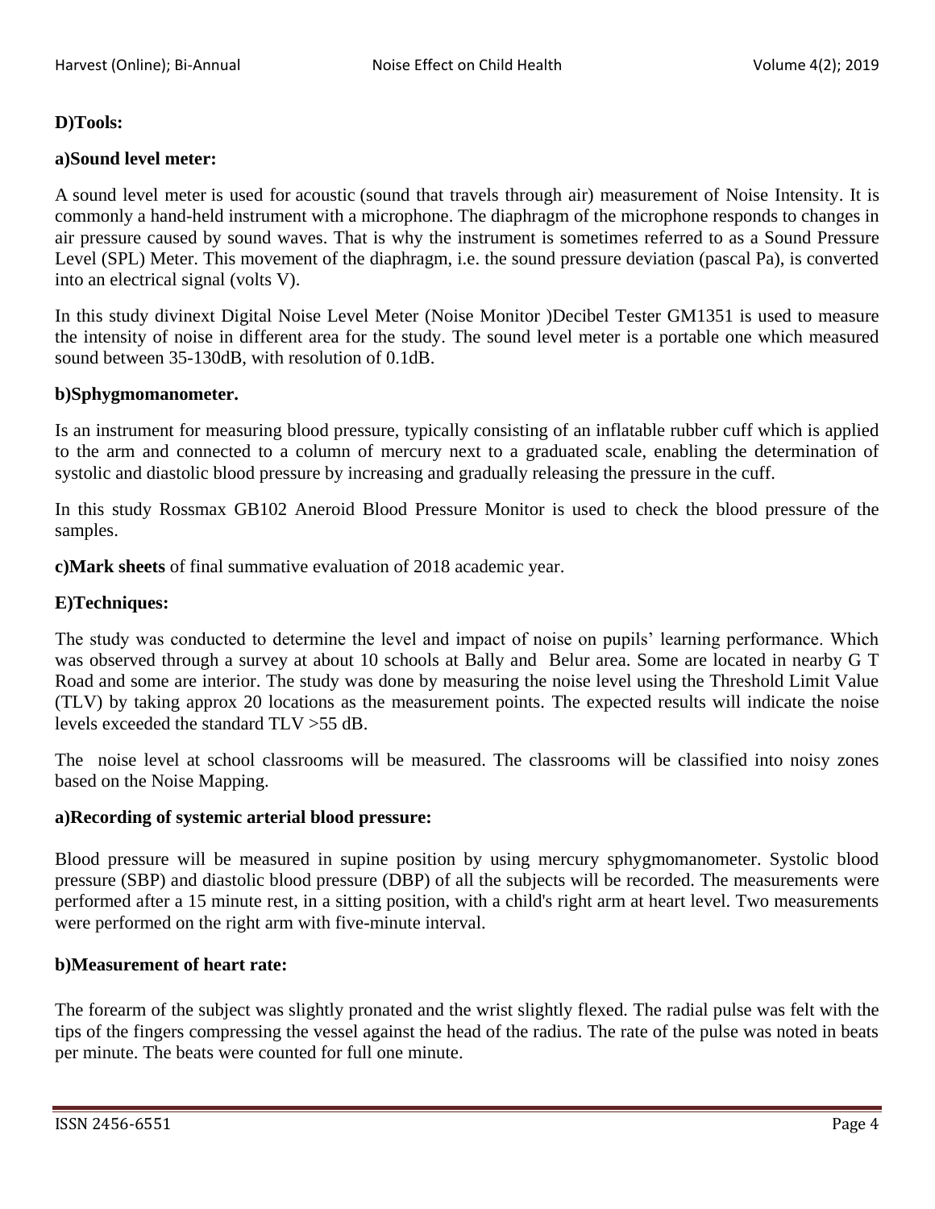**D)Tools:**

**a)Sound level meter:**

A sound level meter is used for acoustic (sound that travels through air) measurement of Noise Intensity. It is commonly a hand-held instrument with a microphone. The diaphragm of the microphone responds to changes in air pressure caused by sound waves. That is why the instrument is sometimes referred to as a Sound Pressure Level (SPL) Meter. This movement of the diaphragm, i.e. the sound pressure deviation (pascal Pa), is converted into an electrical signal (volts V).

In this study divinext Digital Noise Level Meter (Noise Monitor )Decibel Tester GM1351 is used to measure the intensity of noise in different area for the study. The sound level meter is a portable one which measured sound between 35-130dB, with resolution of 0.1dB.

**b)Sphygmomanometer.**

Is an instrument for measuring blood pressure, typically consisting of an inflatable rubber cuff which is applied to the arm and connected to a column of mercury next to a graduated scale, enabling the determination of systolic and diastolic blood pressure by increasing and gradually releasing the pressure in the cuff.

In this study Rossmax GB102 Aneroid Blood Pressure Monitor is used to check the blood pressure of the samples.

**c)Mark sheets** of final summative evaluation of 2018 academic year.

**E)Techniques:**

The study was conducted to determine the level and impact of noise on pupils' learning performance. Which was observed through a survey at about 10 schools at Bally and Belur area. Some are located in nearby G T Road and some are interior. The study was done by measuring the noise level using the Threshold Limit Value (TLV) by taking approx 20 locations as the measurement points. The expected results will indicate the noise levels exceeded the standard TLV >55 dB.

The noise level at school classrooms will be measured. The classrooms will be classified into noisy zones based on the Noise Mapping.

**a)Recording of systemic arterial blood pressure:**

Blood pressure will be measured in supine position by using mercury sphygmomanometer. Systolic blood pressure (SBP) and diastolic blood pressure (DBP) of all the subjects will be recorded. The measurements were performed after a 15 minute rest, in a sitting position, with a child's right arm at heart level. Two measurements were performed on the right arm with five-minute interval.

**b)Measurement of heart rate:**

The forearm of the subject was slightly pronated and the wrist slightly flexed. The radial pulse was felt with the tips of the fingers compressing the vessel against the head of the radius. The rate of the pulse was noted in beats per minute. The beats were counted for full one minute.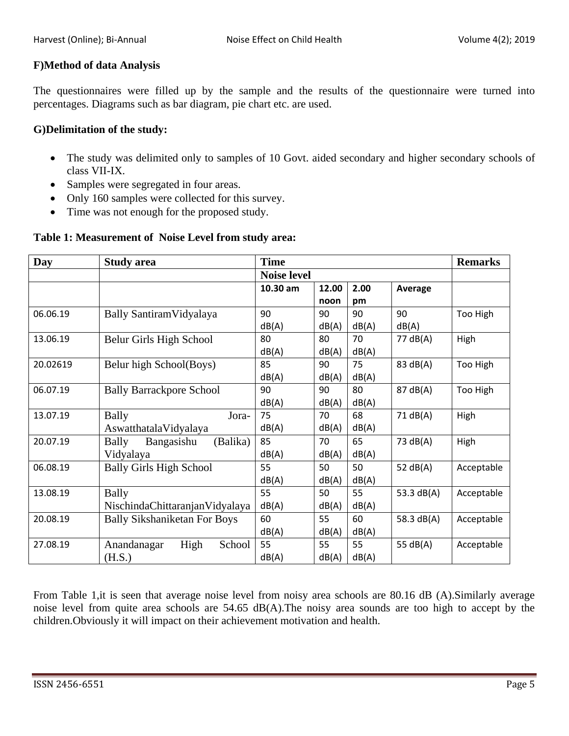### F)Method of data Analysis

The questionnaires were filled up by the sample and the results of the questionnaire were turned into percentages. Diagrams such as bar diagram, pie chart etc. are used.

### G)Delimitation of the study:

- The study was delimited only to samples of 10 Govt. aided secondary and higher secondary schools of class VII-IX.
- Samples were segregated in four areas.
- Only 160 samples were collected for this survey.
- Time was not enough for the proposed study.

**Table 1: Measurement of Noise Level from study area:**

| Day | Study area | Time | | | | Remarks |
|---|---|---|---|---|---|---|
| | | Noise level | | | | |
| | | 10.30 am | 12.00 noon | 2.00 pm | Average | |
| 06.06.19 | Bally SantiramVidyalaya | 90 dB(A) | 90 dB(A) | 90 dB(A) | 90 dB(A) | Too High |
| 13.06.19 | Belur Girls High School | 80 dB(A) | 80 dB(A) | 70 dB(A) | 77 dB(A) | High |
| 20.02619 | Belur high School(Boys) | 85 dB(A) | 90 dB(A) | 75 dB(A) | 83 dB(A) | Too High |
| 06.07.19 | Bally Barrackpore School | 90 dB(A) | 90 dB(A) | 80 dB(A) | 87 dB(A) | Too High |
| 13.07.19 | Bally Jora-AswatthatalaVidyalaya | 75 dB(A) | 70 dB(A) | 68 dB(A) | 71 dB(A) | High |
| 20.07.19 | Bally Bangasishu (Balika) Vidyalaya | 85 dB(A) | 70 dB(A) | 65 dB(A) | 73 dB(A) | High |
| 06.08.19 | Bally Girls High School | 55 dB(A) | 50 dB(A) | 50 dB(A) | 52 dB(A) | Acceptable |
| 13.08.19 | Bally NischindaChittaranjanVidyalaya | 55 dB(A) | 50 dB(A) | 55 dB(A) | 53.3 dB(A) | Acceptable |
| 20.08.19 | Bally Sikshaniketan For Boys | 60 dB(A) | 55 dB(A) | 60 dB(A) | 58.3 dB(A) | Acceptable |
| 27.08.19 | Anandanagar High School (H.S.) | 55 dB(A) | 55 dB(A) | 55 dB(A) | 55 dB(A) | Acceptable |

From Table 1,it is seen that average noise level from noisy area schools are 80.16 dB (A).Similarly average noise level from quite area schools are 54.65 dB(A).The noisy area sounds are too high to accept by the children.Obviously it will impact on their achievement motivation and health.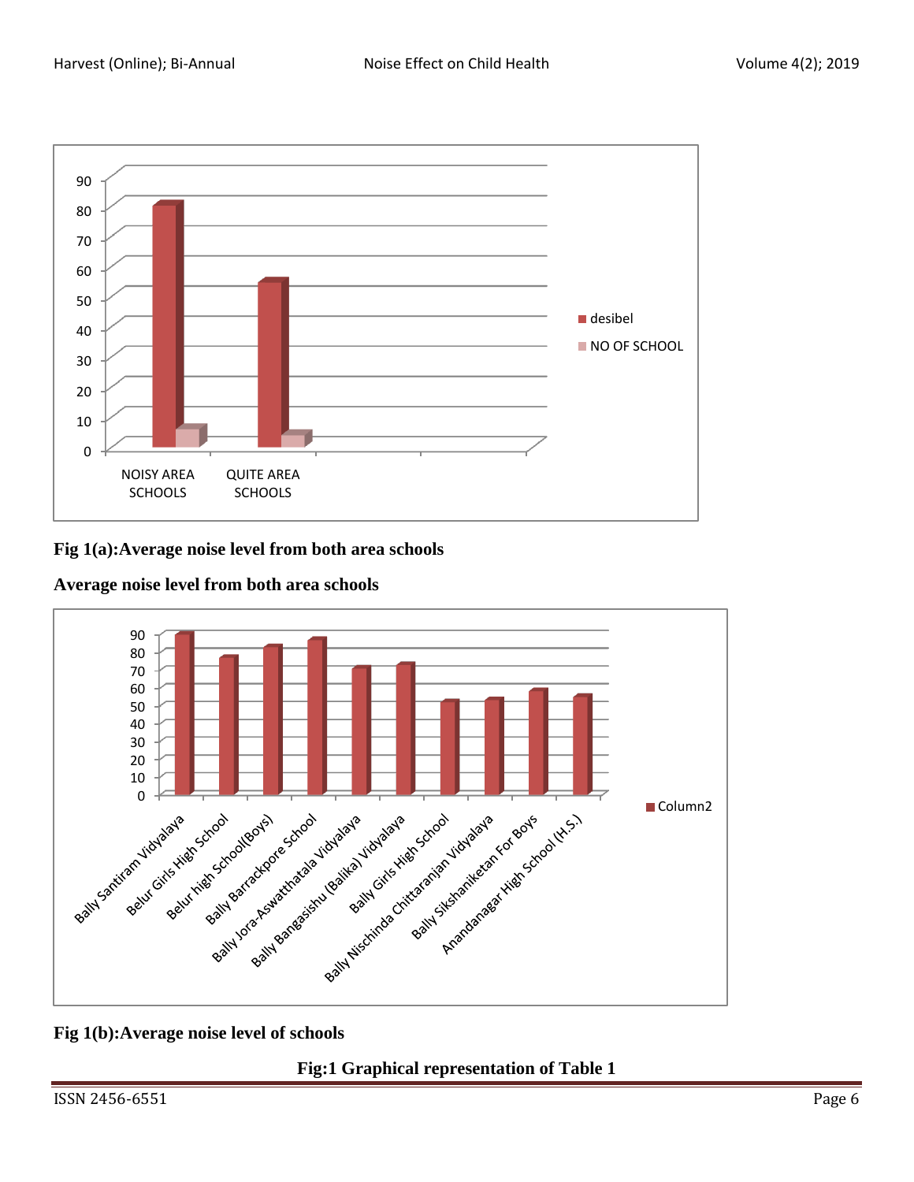Fig 1(a):Average noise level from both area schools

**Average noise level from both area schools**

Fig 1(b):Average noise level of schools

**Fig:1 Graphical representation of Table 1**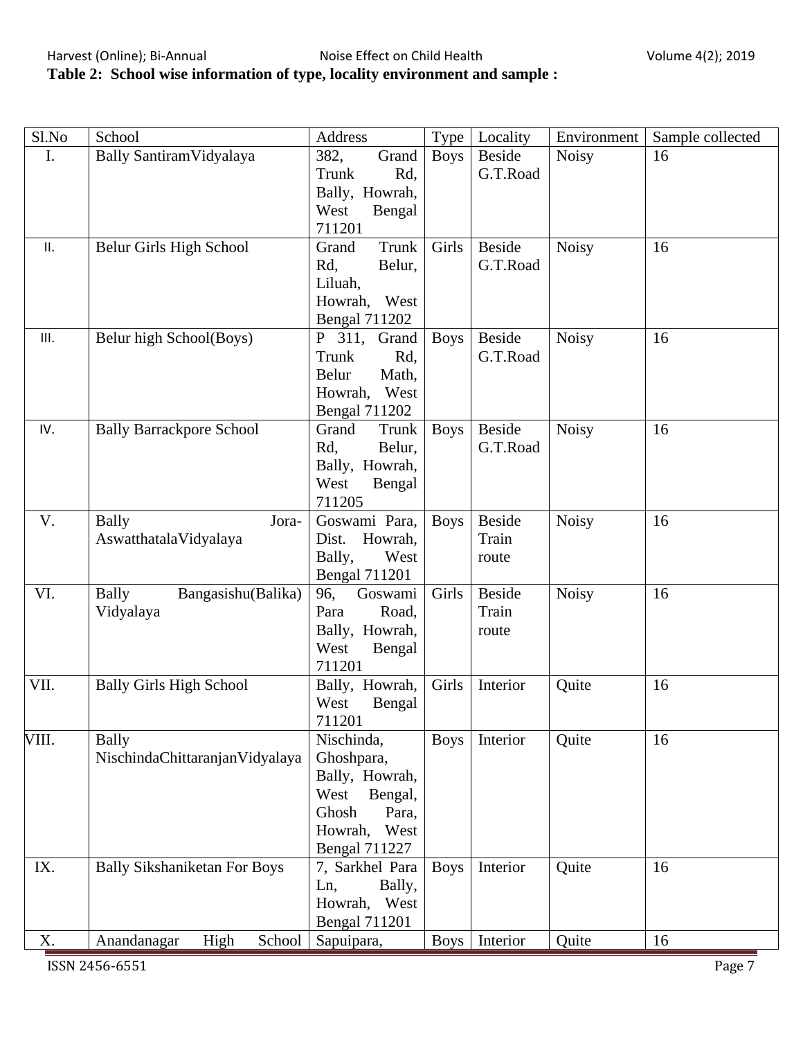**Table 2: School wise information of type, locality environment and sample :**

| Sl.No | School | Address | Type | Locality | Environment | Sample collected |
|---|---|---|---|---|---|---|
| I. | Bally SantiramVidyalaya | 382, Grand Trunk Rd, Bally, Howrah, West Bengal 711201 | Boys | Beside G.T.Road | Noisy | 16 |
| II. | Belur Girls High School | Grand Trunk Rd, Belur, Liluah, Howrah, West Bengal 711202 | Girls | Beside G.T.Road | Noisy | 16 |
| III. | Belur high School(Boys) | P 311, Grand Trunk Rd, Belur Math, Howrah, West Bengal 711202 | Boys | Beside G.T.Road | Noisy | 16 |
| IV. | Bally Barrackpore School | Grand Trunk Rd, Belur, Bally, Howrah, West Bengal 711205 | Boys | Beside G.T.Road | Noisy | 16 |
| V. | Bally Jora-AswatthatalaVidyalaya | Goswami Para, Dist. Howrah, Bally, West Bengal 711201 | Boys | Beside Train route | Noisy | 16 |
| VI. | Bally Bangasishu(Balika) Vidyalaya | 96, Goswami Para Road, Bally, Howrah, West Bengal 711201 | Girls | Beside Train route | Noisy | 16 |
| VII. | Bally Girls High School | Bally, Howrah, West Bengal 711201 | Girls | Interior | Quite | 16 |
| VIII. | Bally NischindaChittaranjanVidyalaya | Nischinda, Ghoshpara, Bally, Howrah, West Bengal, Ghosh Para, Howrah, West Bengal 711227 | Boys | Interior | Quite | 16 |
| IX. | Bally Sikshaniketan For Boys | 7, Sarkhel Para Ln, Bally, Howrah, West Bengal 711201 | Boys | Interior | Quite | 16 |
| X. | Anandanagar High School | Sapuipara, | Boys | Interior | Quite | 16 |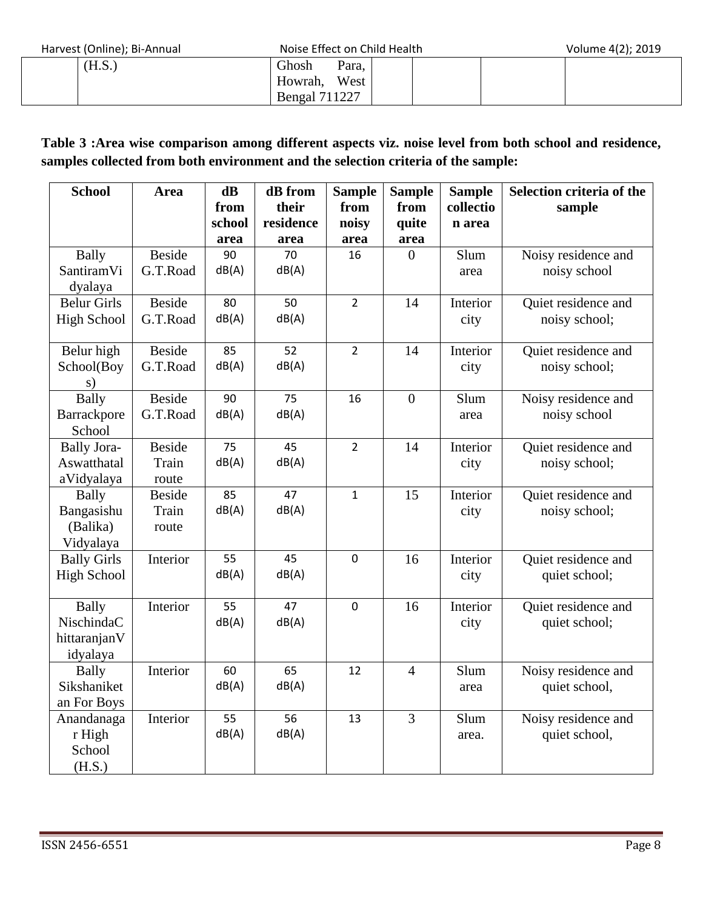| | (H.S.) | Ghosh Para, Howrah, West Bengal 711227 | | | | |
|---|---|---|---|---|---|---|

**Table 3 :Area wise comparison among different aspects viz. noise level from both school and residence, samples collected from both environment and the selection criteria of the sample:**

| School | Area | dB from school area | dB from their residence area | Sample from noisy area | Sample from quite area | Sample collection area | Selection criteria of the sample |
|---|---|---|---|---|---|---|---|
| Bally SantiramVidyalaya | Beside G.T.Road | 90 dB(A) | 70 dB(A) | 16 | 0 | Slum area | Noisy residence and noisy school |
| Belur Girls High School | Beside G.T.Road | 80 dB(A) | 50 dB(A) | 2 | 14 | Interior city | Quiet residence and noisy school; |
| Belur high School(Boys) | Beside G.T.Road | 85 dB(A) | 52 dB(A) | 2 | 14 | Interior city | Quiet residence and noisy school; |
| Bally Barrackpore School | Beside G.T.Road | 90 dB(A) | 75 dB(A) | 16 | 0 | Slum area | Noisy residence and noisy school |
| Bally Jora-AswatthatalaVidyalaya | Beside Train route | 75 dB(A) | 45 dB(A) | 2 | 14 | Interior city | Quiet residence and noisy school; |
| Bally Bangasishu (Balika) Vidyalaya | Beside Train route | 85 dB(A) | 47 dB(A) | 1 | 15 | Interior city | Quiet residence and noisy school; |
| Bally Girls High School | Interior | 55 dB(A) | 45 dB(A) | 0 | 16 | Interior city | Quiet residence and quiet school; |
| Bally NischindaChittaranjanVidyalaya | Interior | 55 dB(A) | 47 dB(A) | 0 | 16 | Interior city | Quiet residence and quiet school; |
| Bally Sikshaniketan For Boys | Interior | 60 dB(A) | 65 dB(A) | 12 | 4 | Slum area | Noisy residence and quiet school, |
| Anandanagar High School (H.S.) | Interior | 55 dB(A) | 56 dB(A) | 13 | 3 | Slum area. | Noisy residence and quiet school, |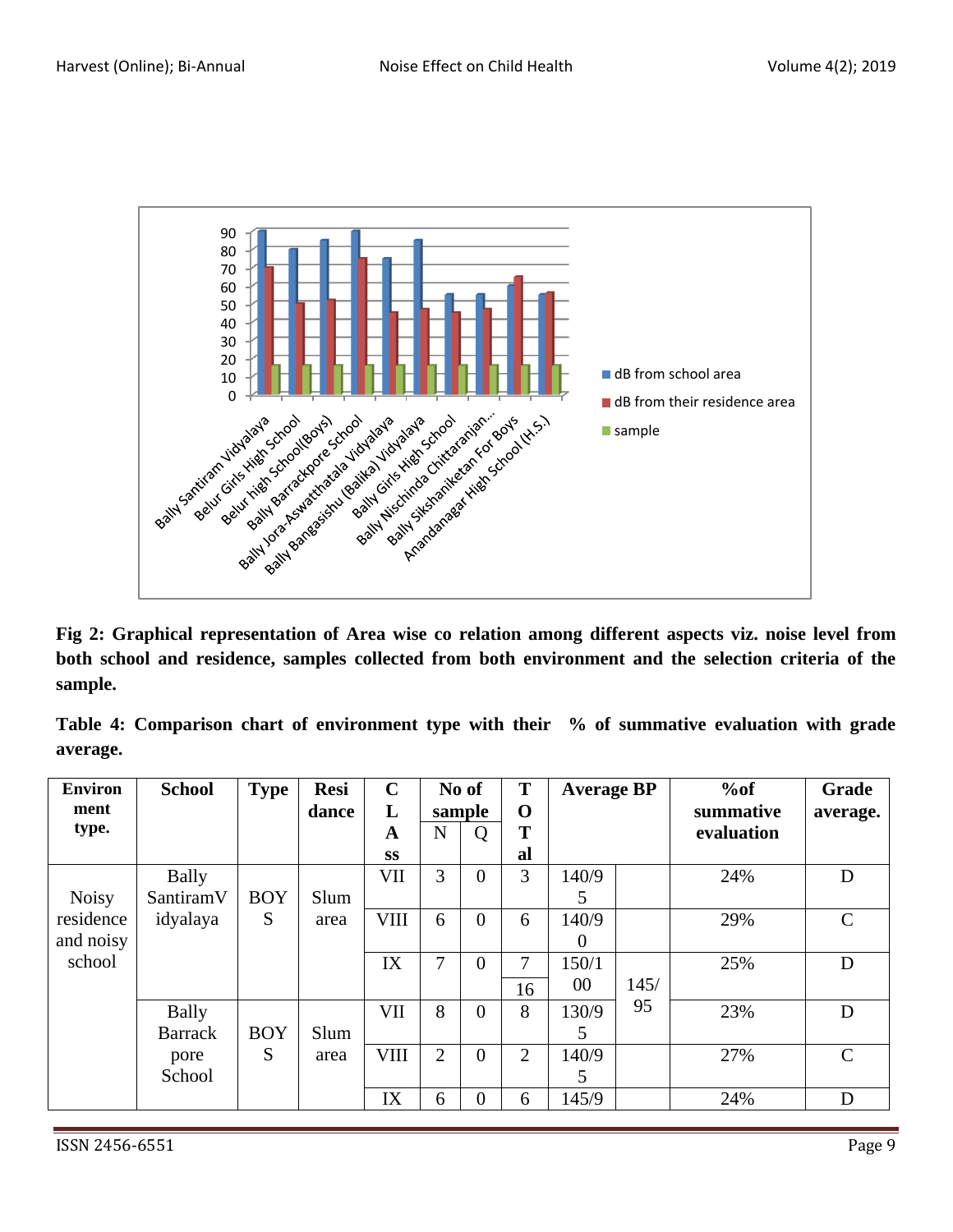Fig 2: **Graphical representation of Area wise co relation among different aspects viz. noise level from both school and residence, samples collected from both environment and the selection criteria of the sample.**

**Table 4: Comparison chart of environment type with their % of summative evaluation with grade average.**

| Environment type. | School | Type | Residance | CLASS | No of sample | | TOTal | Average BP | | %of summative evaluation | Grade average. |
|---|---|---|---|---|---|---|---|---|---|---|---|
| | | | | | N | Q | | | | | |
| Noisy residence and noisy school | Bally SantiramVidyalaya | BOYS | Slum area | VII | 3 | 0 | 3 | 140/95 | | 24% | D |
| | | | | VIII | 6 | 0 | 6 | 140/90 | | 29% | C |
| | | | | IX | 7 | 0 | 7 | 150/100 | 145/95 | 25% | D |
| | | | | | | | 16 | | | | |
| | Bally Barrack pore School | BOYS | Slum area | VII | 8 | 0 | 8 | 130/95 | | 23% | D |
| | | | | VIII | 2 | 0 | 2 | 140/95 | | 27% | C |
| | | | | IX | 6 | 0 | 6 | 145/9 | | 24% | D |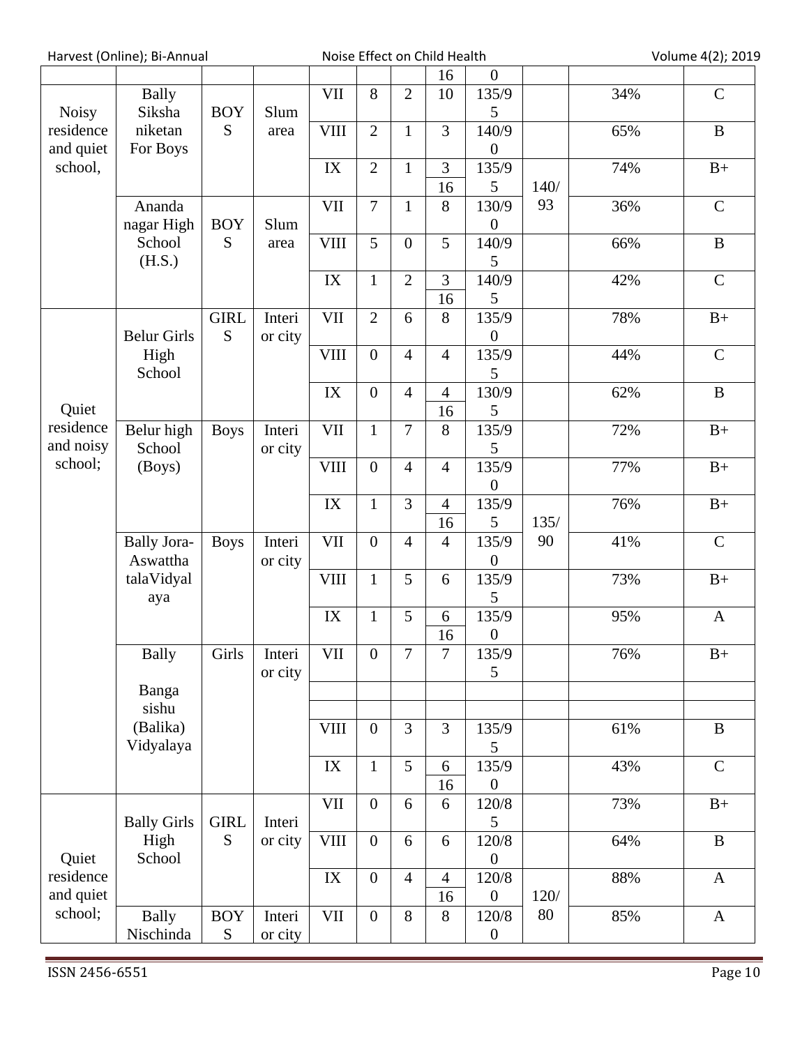| | | | | | | | 16 | 0 | | | |
|---|---|---|---|---|---|---|---|---|---|---|---|
| Noisy residence and quiet school, | Bally Siksha niketan For Boys | BOYS | Slum area | VII | 8 | 2 | 10 | 135/95 | | 34% | C |
| | | | | VIII | 2 | 1 | 3 | 140/90 | | 65% | B |
| | | | | IX | 2 | 1 | 3 / 16 | 135/95 | 140/93 | 74% | B+ |
| | Ananda nagar High School (H.S.) | BOYS | Slum area | VII | 7 | 1 | 8 | 130/90 | | 36% | C |
| | | | | VIII | 5 | 0 | 5 | 140/95 | | 66% | B |
| | | | | IX | 1 | 2 | 3 / 16 | 140/95 | | 42% | C |
| Quiet residence and noisy school; | Belur Girls High School | GIRLS | Interior city | VII | 2 | 6 | 8 | 135/90 | | 78% | B+ |
| | | | | VIII | 0 | 4 | 4 | 135/95 | | 44% | C |
| | | | | IX | 0 | 4 | 4 / 16 | 130/95 | | 62% | B |
| | Belur high School (Boys) | Boys | Interior city | VII | 1 | 7 | 8 | 135/95 | | 72% | B+ |
| | | | | VIII | 0 | 4 | 4 | 135/90 | | 77% | B+ |
| | | | | IX | 1 | 3 | 4 / 16 | 135/95 | 135/90 | 76% | B+ |
| | Bally Jora-Aswattha talaVidyalaya | Boys | Interior city | VII | 0 | 4 | 4 | 135/90 | | 41% | C |
| | | | | VIII | 1 | 5 | 6 | 135/95 | | 73% | B+ |
| | | | | IX | 1 | 5 | 6 / 16 | 135/90 | | 95% | A |
| | Bally Banga sishu (Balika) Vidyalaya | Girls | Interior city | VII | 0 | 7 | 7 | 135/95 | | 76% | B+ |
| | | | | | | | | | | | |
| | | | | | | | | | | | |
| | | | | VIII | 0 | 3 | 3 | 135/95 | | 61% | B |
| | | | | IX | 1 | 5 | 6 / 16 | 135/90 | | 43% | C |
| Quiet residence and quiet school; | Bally Girls High School | GIRLS | Interior city | VII | 0 | 6 | 6 | 120/85 | | 73% | B+ |
| | | | | VIII | 0 | 6 | 6 | 120/80 | | 64% | B |
| | | | | IX | 0 | 4 | 4 / 16 | 120/80 | 120/80 | 88% | A |
| | Bally Nischinda | BOYS | Interior city | VII | 0 | 8 | 8 | 120/80 | | 85% | A |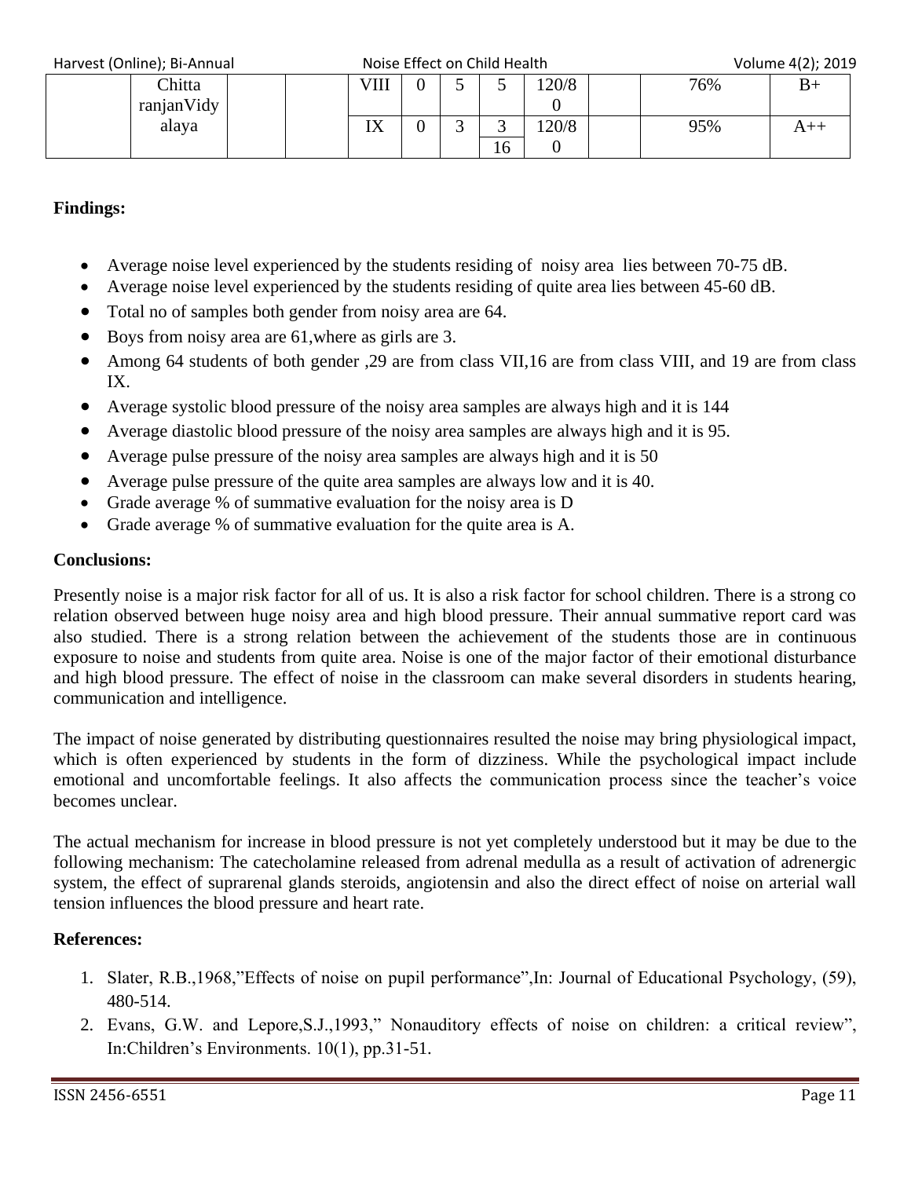| | Chitta ranjanVidy alaya | | | VIII | 0 | 5 | 5 | 120/80 | | 76% | B+ |
|---|---|---|---|---|---|---|---|---|---|---|---|
| | | | | IX | 0 | 3 | 3<br>16 | 120/80 | | 95% | A++ |

**Findings:**

- Average noise level experienced by the students residing of noisy area lies between 70-75 dB.
- Average noise level experienced by the students residing of quite area lies between 45-60 dB.
- Total no of samples both gender from noisy area are 64.
- Boys from noisy area are 61,where as girls are 3.
- Among 64 students of both gender ,29 are from class VII,16 are from class VIII, and 19 are from class IX.
- Average systolic blood pressure of the noisy area samples are always high and it is 144
- Average diastolic blood pressure of the noisy area samples are always high and it is 95.
- Average pulse pressure of the noisy area samples are always high and it is 50
- Average pulse pressure of the quite area samples are always low and it is 40.
- Grade average % of summative evaluation for the noisy area is D
- Grade average % of summative evaluation for the quite area is A.

**Conclusions:**

Presently noise is a major risk factor for all of us. It is also a risk factor for school children. There is a strong co relation observed between huge noisy area and high blood pressure. Their annual summative report card was also studied. There is a strong relation between the achievement of the students those are in continuous exposure to noise and students from quite area. Noise is one of the major factor of their emotional disturbance and high blood pressure. The effect of noise in the classroom can make several disorders in students hearing, communication and intelligence.

The impact of noise generated by distributing questionnaires resulted the noise may bring physiological impact, which is often experienced by students in the form of dizziness. While the psychological impact include emotional and uncomfortable feelings. It also affects the communication process since the teacher's voice becomes unclear.

The actual mechanism for increase in blood pressure is not yet completely understood but it may be due to the following mechanism: The catecholamine released from adrenal medulla as a result of activation of adrenergic system, the effect of suprarenal glands steroids, angiotensin and also the direct effect of noise on arterial wall tension influences the blood pressure and heart rate.

**References:**

1. Slater, R.B.,1968,"Effects of noise on pupil performance",In: Journal of Educational Psychology, (59), 480-514.
2. Evans, G.W. and Lepore,S.J.,1993," Nonauditory effects of noise on children: a critical review", In:Children's Environments. 10(1), pp.31-51.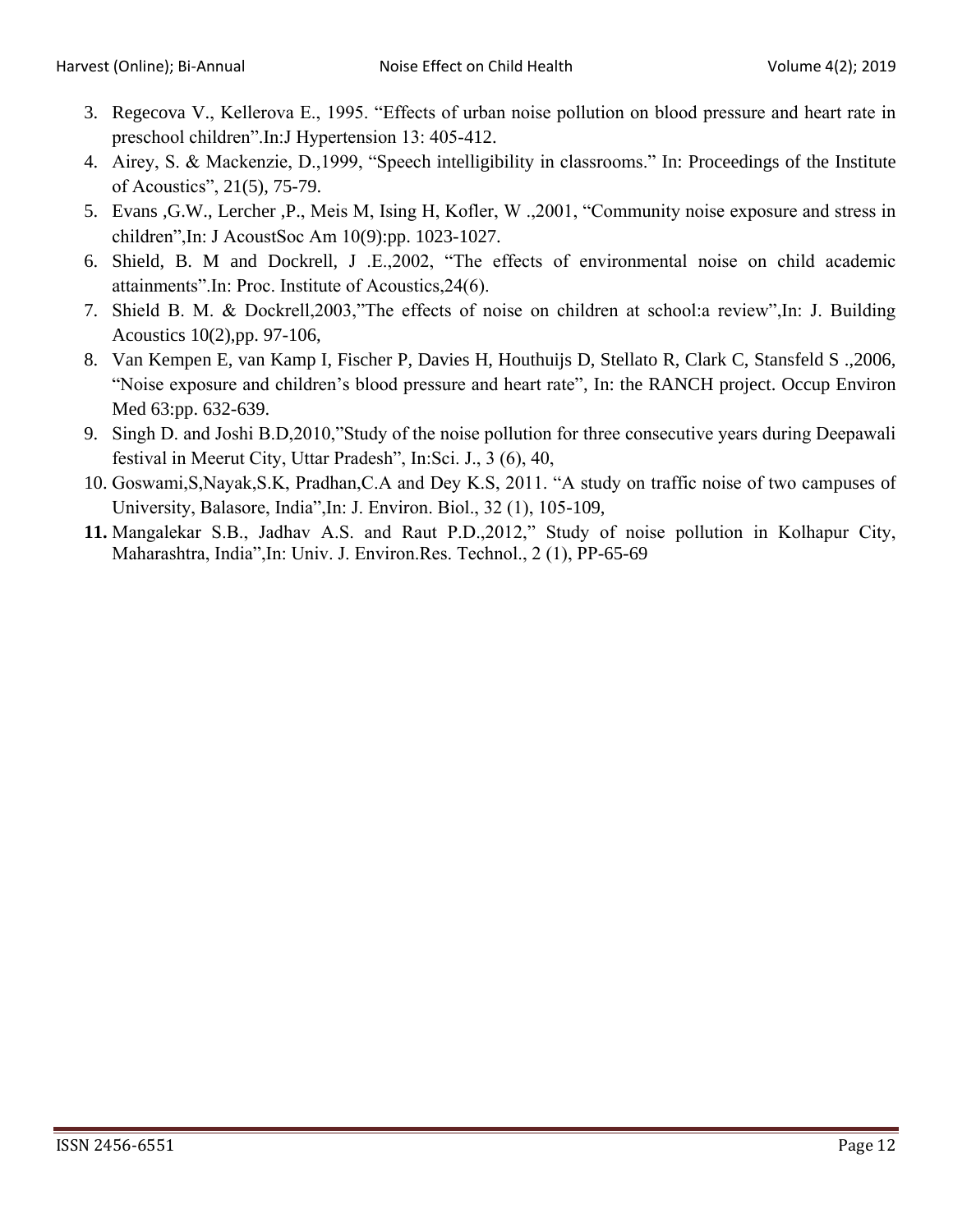3. Regecova V., Kellerova E., 1995. “Effects of urban noise pollution on blood pressure and heart rate in preschool children”.In:J Hypertension 13: 405-412.
4. Airey, S. & Mackenzie, D.,1999, “Speech intelligibility in classrooms.” In: Proceedings of the Institute of Acoustics”, 21(5), 75-79.
5. Evans ,G.W., Lercher ,P., Meis M, Ising H, Kofler, W .,2001, “Community noise exposure and stress in children”,In: J AcoustSoc Am 10(9):pp. 1023-1027.
6. Shield, B. M and Dockrell, J .E.,2002, “The effects of environmental noise on child academic attainments”.In: Proc. Institute of Acoustics,24(6).
7. Shield B. M. & Dockrell,2003,”The effects of noise on children at school:a review”,In: J. Building Acoustics 10(2),pp. 97-106,
8. Van Kempen E, van Kamp I, Fischer P, Davies H, Houthuijs D, Stellato R, Clark C, Stansfeld S .,2006, “Noise exposure and children’s blood pressure and heart rate”, In: the RANCH project. Occup Environ Med 63:pp. 632-639.
9. Singh D. and Joshi B.D,2010,”Study of the noise pollution for three consecutive years during Deepawali festival in Meerut City, Uttar Pradesh”, In:Sci. J., 3 (6), 40,
10. Goswami,S,Nayak,S.K, Pradhan,C.A and Dey K.S, 2011. “A study on traffic noise of two campuses of University, Balasore, India”,In: J. Environ. Biol., 32 (1), 105-109,
11. Mangalekar S.B., Jadhav A.S. and Raut P.D.,2012,” Study of noise pollution in Kolhapur City, Maharashtra, India”,In: Univ. J. Environ.Res. Technol., 2 (1), PP-65-69